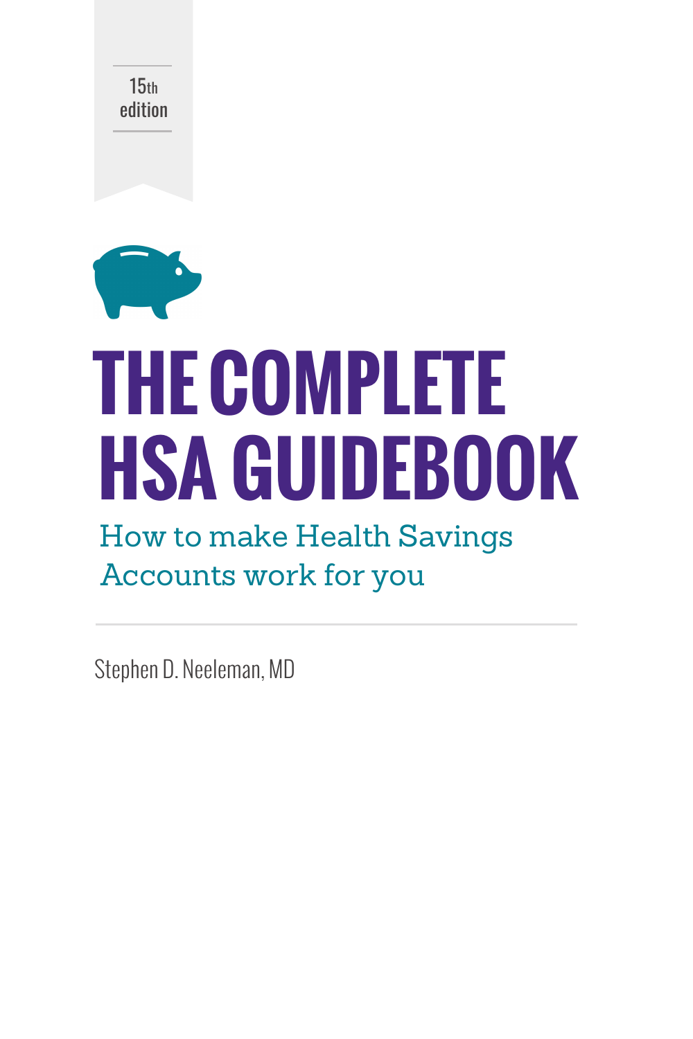15th edition

# THE COMPLETE HSA GUIDEBOOK

## How to make Health Savings Accounts work for you

---

Stephen D. Neeleman, MD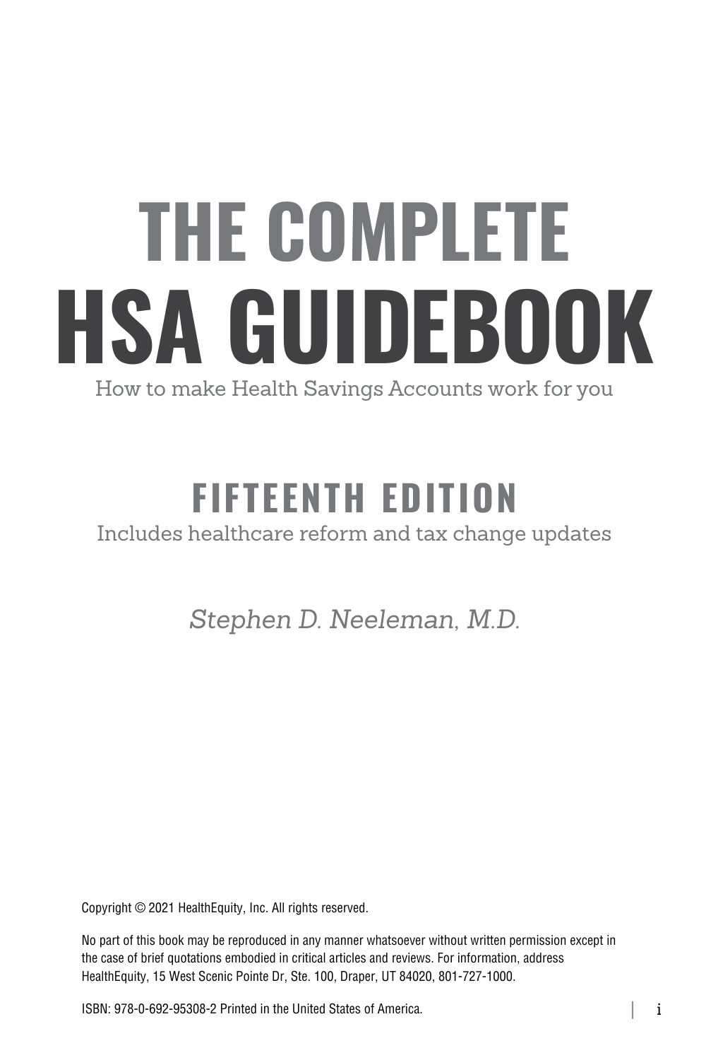# THE COMPLETE HSA GUIDEBOOK

How to make Health Savings Accounts work for you

## FIFTEENTH EDITION

Includes healthcare reform and tax change updates

*Stephen D. Neeleman, M.D.*

Copyright © 2021 HealthEquity, Inc. All rights reserved.

No part of this book may be reproduced in any manner whatsoever without written permission except in the case of brief quotations embodied in critical articles and reviews. For information, address HealthEquity, 15 West Scenic Pointe Dr, Ste. 100, Draper, UT 84020, 801-727-1000.

ISBN: 978-0-692-95308-2 Printed in the United States of America.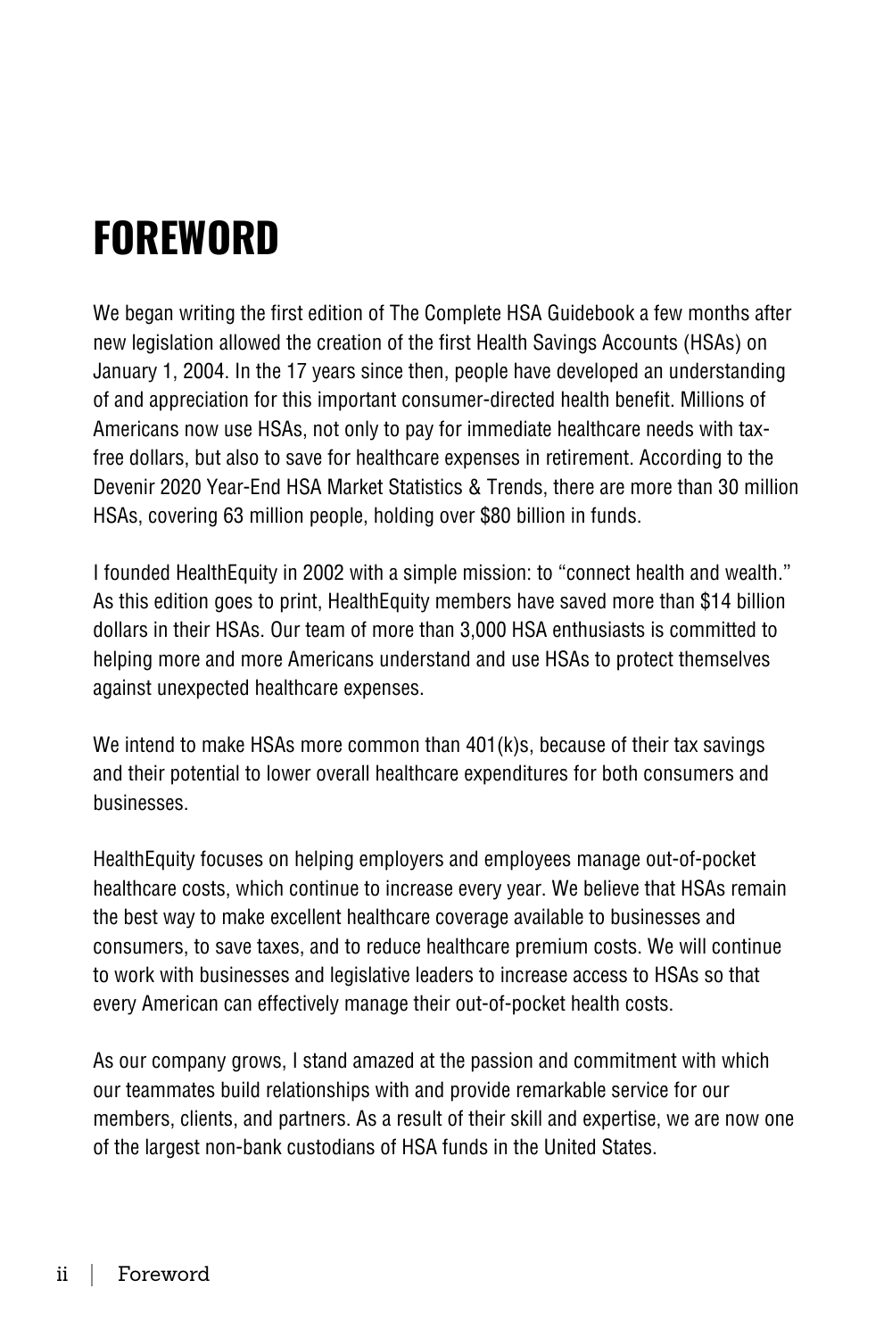# FOREWORD

We began writing the first edition of The Complete HSA Guidebook a few months after new legislation allowed the creation of the first Health Savings Accounts (HSAs) on January 1, 2004. In the 17 years since then, people have developed an understanding of and appreciation for this important consumer-directed health benefit. Millions of Americans now use HSAs, not only to pay for immediate healthcare needs with tax-free dollars, but also to save for healthcare expenses in retirement. According to the Devenir 2020 Year-End HSA Market Statistics & Trends, there are more than 30 million HSAs, covering 63 million people, holding over $80 billion in funds.

I founded HealthEquity in 2002 with a simple mission: to "connect health and wealth." As this edition goes to print, HealthEquity members have saved more than $14 billion dollars in their HSAs. Our team of more than 3,000 HSA enthusiasts is committed to helping more and more Americans understand and use HSAs to protect themselves against unexpected healthcare expenses.

We intend to make HSAs more common than 401(k)s, because of their tax savings and their potential to lower overall healthcare expenditures for both consumers and businesses.

HealthEquity focuses on helping employers and employees manage out-of-pocket healthcare costs, which continue to increase every year. We believe that HSAs remain the best way to make excellent healthcare coverage available to businesses and consumers, to save taxes, and to reduce healthcare premium costs. We will continue to work with businesses and legislative leaders to increase access to HSAs so that every American can effectively manage their out-of-pocket health costs.

As our company grows, I stand amazed at the passion and commitment with which our teammates build relationships with and provide remarkable service for our members, clients, and partners. As a result of their skill and expertise, we are now one of the largest non-bank custodians of HSA funds in the United States.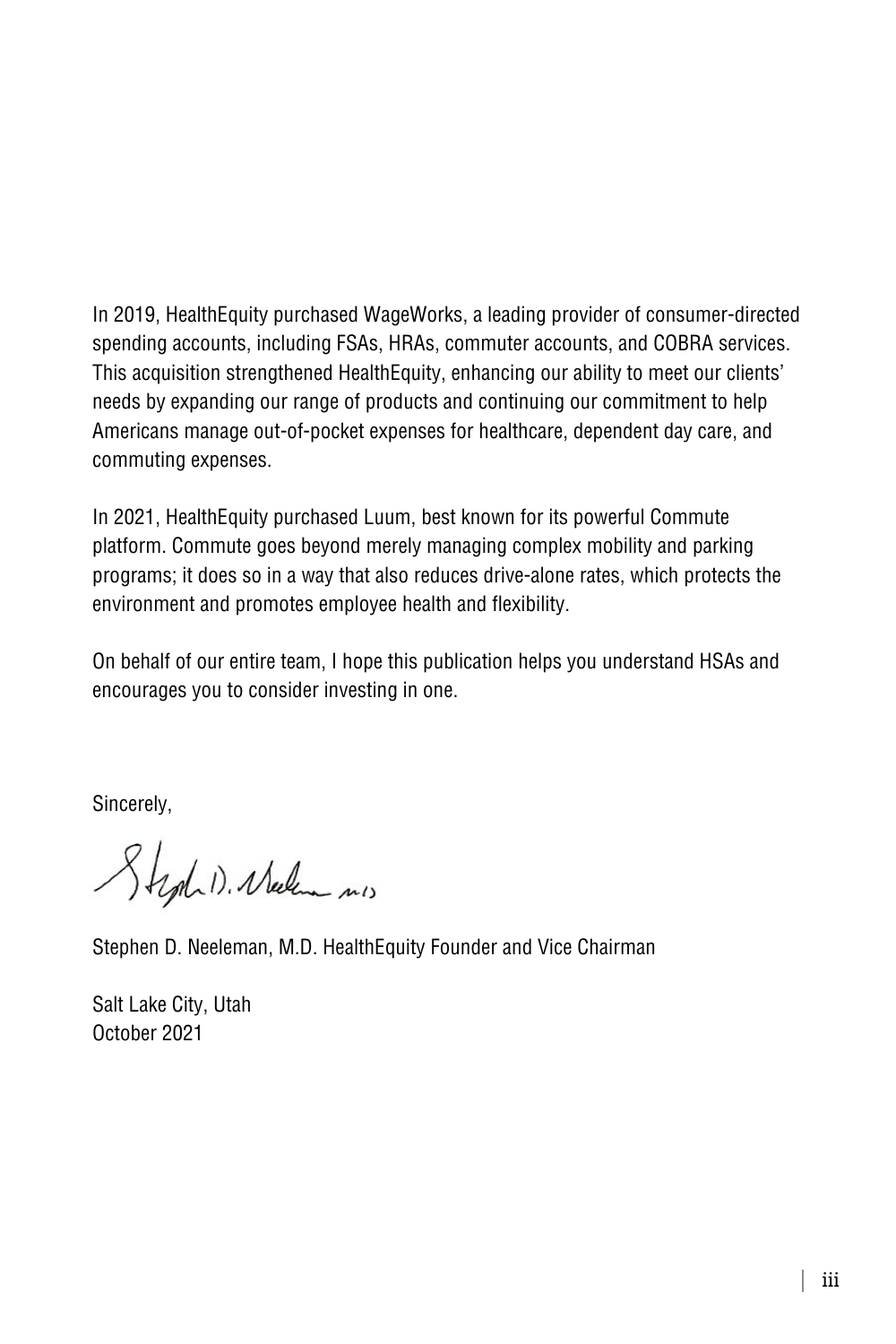In 2019, HealthEquity purchased WageWorks, a leading provider of consumer-directed spending accounts, including FSAs, HRAs, commuter accounts, and COBRA services. This acquisition strengthened HealthEquity, enhancing our ability to meet our clients' needs by expanding our range of products and continuing our commitment to help Americans manage out-of-pocket expenses for healthcare, dependent day care, and commuting expenses.

In 2021, HealthEquity purchased Luum, best known for its powerful Commute platform. Commute goes beyond merely managing complex mobility and parking programs; it does so in a way that also reduces drive-alone rates, which protects the environment and promotes employee health and flexibility.

On behalf of our entire team, I hope this publication helps you understand HSAs and encourages you to consider investing in one.

Sincerely,

Stephen D. Neeleman, M.D. HealthEquity Founder and Vice Chairman

Salt Lake City, Utah
October 2021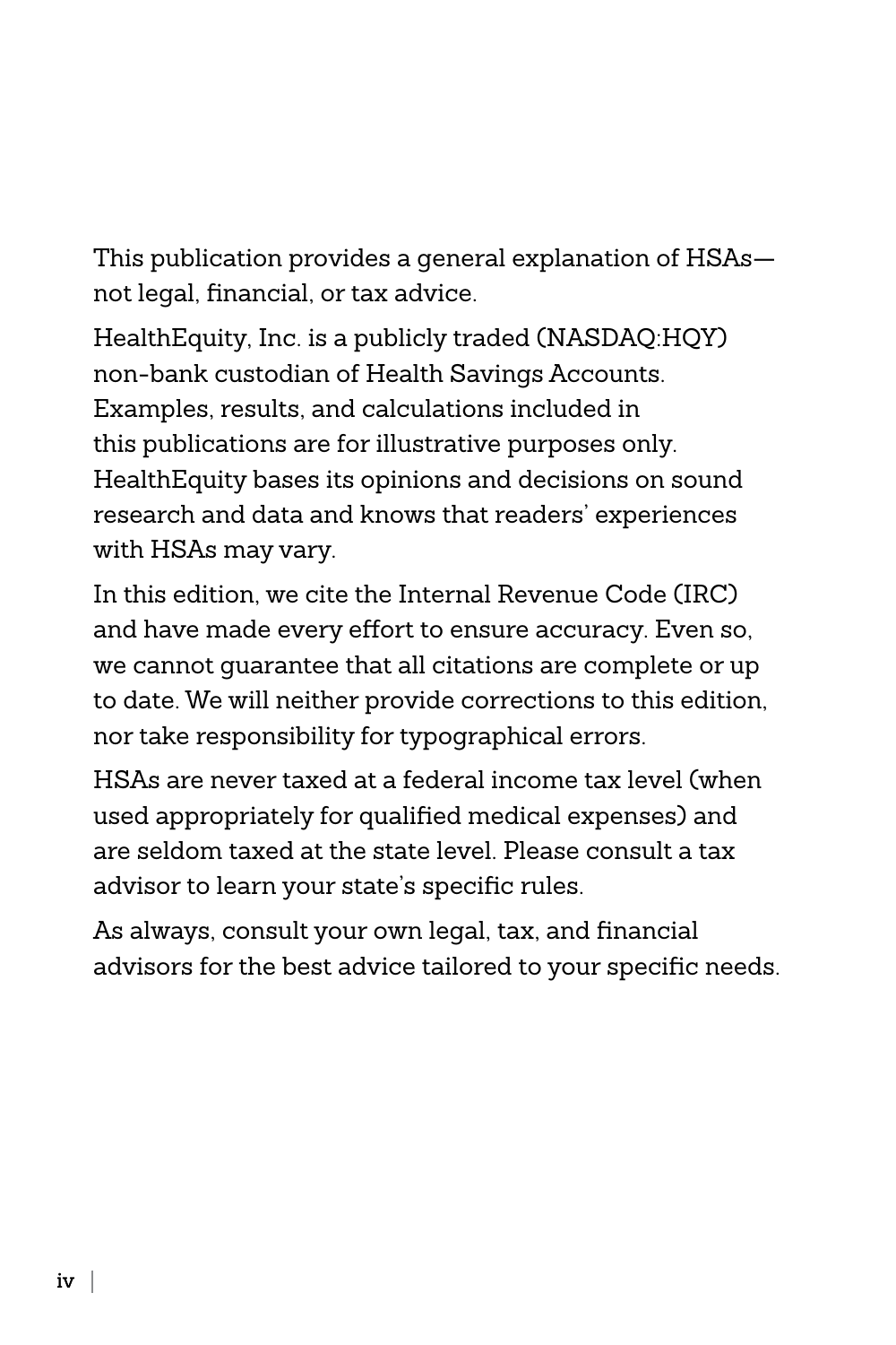This publication provides a general explanation of HSAs—not legal, financial, or tax advice.

HealthEquity, Inc. is a publicly traded (NASDAQ:HQY) non-bank custodian of Health Savings Accounts. Examples, results, and calculations included in this publications are for illustrative purposes only. HealthEquity bases its opinions and decisions on sound research and data and knows that readers' experiences with HSAs may vary.

In this edition, we cite the Internal Revenue Code (IRC) and have made every effort to ensure accuracy. Even so, we cannot guarantee that all citations are complete or up to date. We will neither provide corrections to this edition, nor take responsibility for typographical errors.

HSAs are never taxed at a federal income tax level (when used appropriately for qualified medical expenses) and are seldom taxed at the state level. Please consult a tax advisor to learn your state's specific rules.

As always, consult your own legal, tax, and financial advisors for the best advice tailored to your specific needs.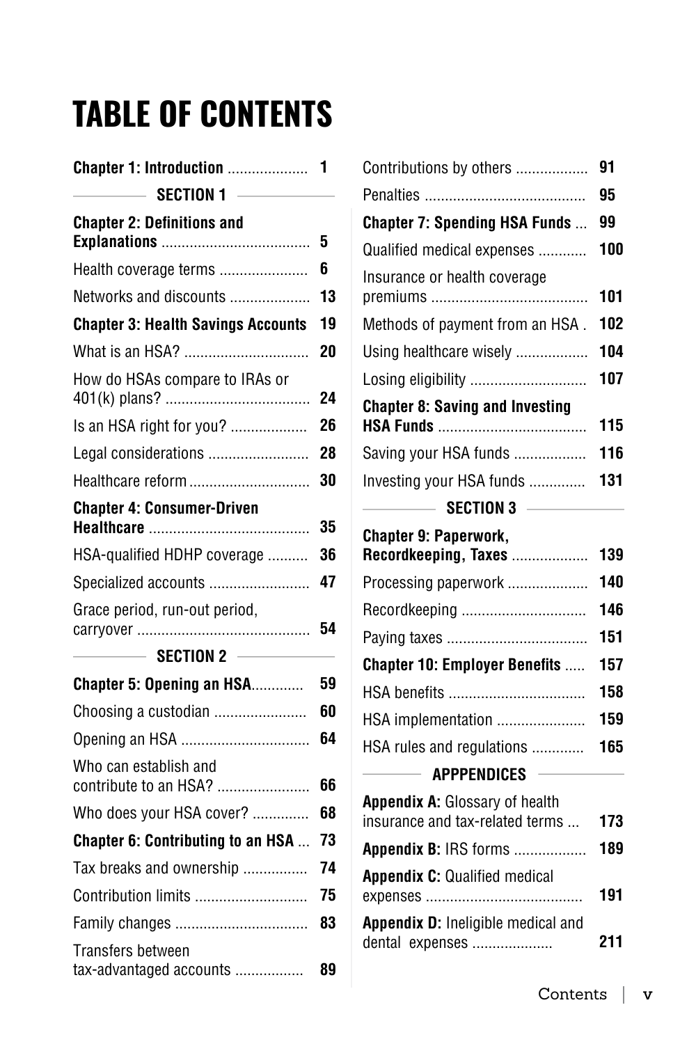# TABLE OF CONTENTS

**Chapter 1: Introduction** .................... 1

SECTION 1

**Chapter 2: Definitions and Explanations** .................................... 5

Health coverage terms ...................... 6

Networks and discounts .................... 13

**Chapter 3: Health Savings Accounts** 19

What is an HSA? ............................... 20

How do HSAs compare to IRAs or 401(k) plans? .................................... 24

Is an HSA right for you? ................... 26

Legal considerations ......................... 28

Healthcare reform ............................. 30

**Chapter 4: Consumer-Driven Healthcare** ........................................ 35

HSA-qualified HDHP coverage .......... 36

Specialized accounts ......................... 47

Grace period, run-out period, carryover ........................................... 54

SECTION 2

**Chapter 5: Opening an HSA**............. 59

Choosing a custodian ....................... 60

Opening an HSA ................................ 64

Who can establish and contribute to an HSA? ....................... 66

Who does your HSA cover? .............. 68

**Chapter 6: Contributing to an HSA** ... 73

Tax breaks and ownership ................ 74

Contribution limits ............................ 75

Family changes ................................. 83

Transfers between tax-advantaged accounts ................. 89

Contributions by others .................. 91

Penalties ........................................ 95

**Chapter 7: Spending HSA Funds** ... 99

Qualified medical expenses ............ 100

Insurance or health coverage premiums ....................................... 101

Methods of payment from an HSA . 102

Using healthcare wisely .................. 104

Losing eligibility ............................. 107

**Chapter 8: Saving and Investing HSA Funds** ..................................... 115

Saving your HSA funds .................. 116

Investing your HSA funds ............. 131

SECTION 3

**Chapter 9: Paperwork, Recordkeeping, Taxes** ................... 139

Processing paperwork .................... 140

Recordkeeping ............................... 146

Paying taxes .................................. 151

**Chapter 10: Employer Benefits** ..... 157

HSA benefits .................................. 158

HSA implementation ...................... 159

HSA rules and regulations ............. 165

APPPENDICES

**Appendix A:** Glossary of health insurance and tax-related terms ... 173

**Appendix B:** IRS forms .................. 189

**Appendix C:** Qualified medical expenses ....................................... 191

**Appendix D:** Ineligible medical and dental expenses .................... 211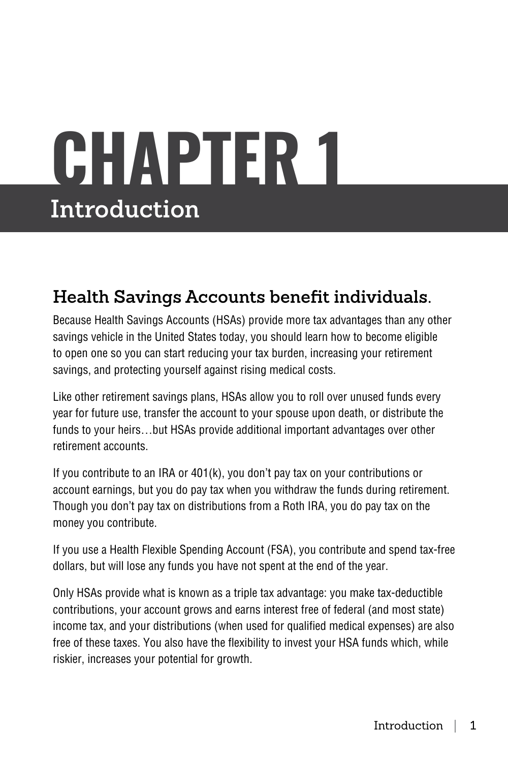# CHAPTER 1

## Introduction

### Health Savings Accounts benefit individuals.

Because Health Savings Accounts (HSAs) provide more tax advantages than any other savings vehicle in the United States today, you should learn how to become eligible to open one so you can start reducing your tax burden, increasing your retirement savings, and protecting yourself against rising medical costs.

Like other retirement savings plans, HSAs allow you to roll over unused funds every year for future use, transfer the account to your spouse upon death, or distribute the funds to your heirs…but HSAs provide additional important advantages over other retirement accounts.

If you contribute to an IRA or 401(k), you don't pay tax on your contributions or account earnings, but you do pay tax when you withdraw the funds during retirement. Though you don't pay tax on distributions from a Roth IRA, you do pay tax on the money you contribute.

If you use a Health Flexible Spending Account (FSA), you contribute and spend tax-free dollars, but will lose any funds you have not spent at the end of the year.

Only HSAs provide what is known as a triple tax advantage: you make tax-deductible contributions, your account grows and earns interest free of federal (and most state) income tax, and your distributions (when used for qualified medical expenses) are also free of these taxes. You also have the flexibility to invest your HSA funds which, while riskier, increases your potential for growth.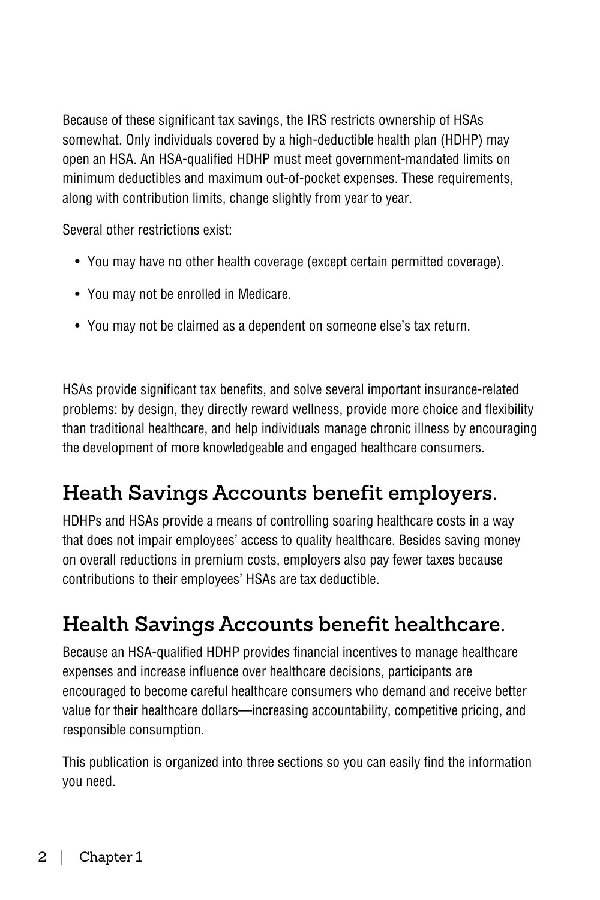Because of these significant tax savings, the IRS restricts ownership of HSAs somewhat. Only individuals covered by a high-deductible health plan (HDHP) may open an HSA. An HSA-qualified HDHP must meet government-mandated limits on minimum deductibles and maximum out-of-pocket expenses. These requirements, along with contribution limits, change slightly from year to year.

Several other restrictions exist:

- You may have no other health coverage (except certain permitted coverage).
- You may not be enrolled in Medicare.
- You may not be claimed as a dependent on someone else's tax return.

HSAs provide significant tax benefits, and solve several important insurance-related problems: by design, they directly reward wellness, provide more choice and flexibility than traditional healthcare, and help individuals manage chronic illness by encouraging the development of more knowledgeable and engaged healthcare consumers.

## Heath Savings Accounts benefit employers.

HDHPs and HSAs provide a means of controlling soaring healthcare costs in a way that does not impair employees' access to quality healthcare. Besides saving money on overall reductions in premium costs, employers also pay fewer taxes because contributions to their employees' HSAs are tax deductible.

## Health Savings Accounts benefit healthcare.

Because an HSA-qualified HDHP provides financial incentives to manage healthcare expenses and increase influence over healthcare decisions, participants are encouraged to become careful healthcare consumers who demand and receive better value for their healthcare dollars—increasing accountability, competitive pricing, and responsible consumption.

This publication is organized into three sections so you can easily find the information you need.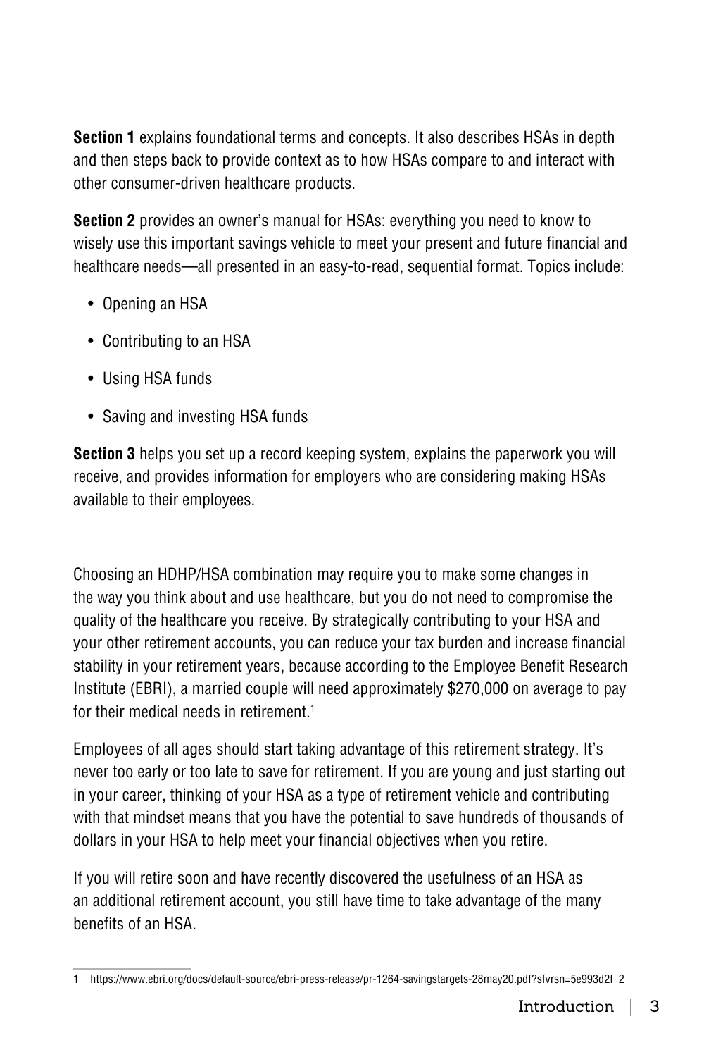**Section 1** explains foundational terms and concepts. It also describes HSAs in depth and then steps back to provide context as to how HSAs compare to and interact with other consumer-driven healthcare products.

**Section 2** provides an owner's manual for HSAs: everything you need to know to wisely use this important savings vehicle to meet your present and future financial and healthcare needs—all presented in an easy-to-read, sequential format. Topics include:

- Opening an HSA
- Contributing to an HSA
- Using HSA funds
- Saving and investing HSA funds

**Section 3** helps you set up a record keeping system, explains the paperwork you will receive, and provides information for employers who are considering making HSAs available to their employees.

Choosing an HDHP/HSA combination may require you to make some changes in the way you think about and use healthcare, but you do not need to compromise the quality of the healthcare you receive. By strategically contributing to your HSA and your other retirement accounts, you can reduce your tax burden and increase financial stability in your retirement years, because according to the Employee Benefit Research Institute (EBRI), a married couple will need approximately $270,000 on average to pay for their medical needs in retirement.[1]

Employees of all ages should start taking advantage of this retirement strategy. It's never too early or too late to save for retirement. If you are young and just starting out in your career, thinking of your HSA as a type of retirement vehicle and contributing with that mindset means that you have the potential to save hundreds of thousands of dollars in your HSA to help meet your financial objectives when you retire.

If you will retire soon and have recently discovered the usefulness of an HSA as an additional retirement account, you still have time to take advantage of the many benefits of an HSA.

---

1 https://www.ebri.org/docs/default-source/ebri-press-release/pr-1264-savingstargets-28may20.pdf?sfvrsn=5e993d2f_2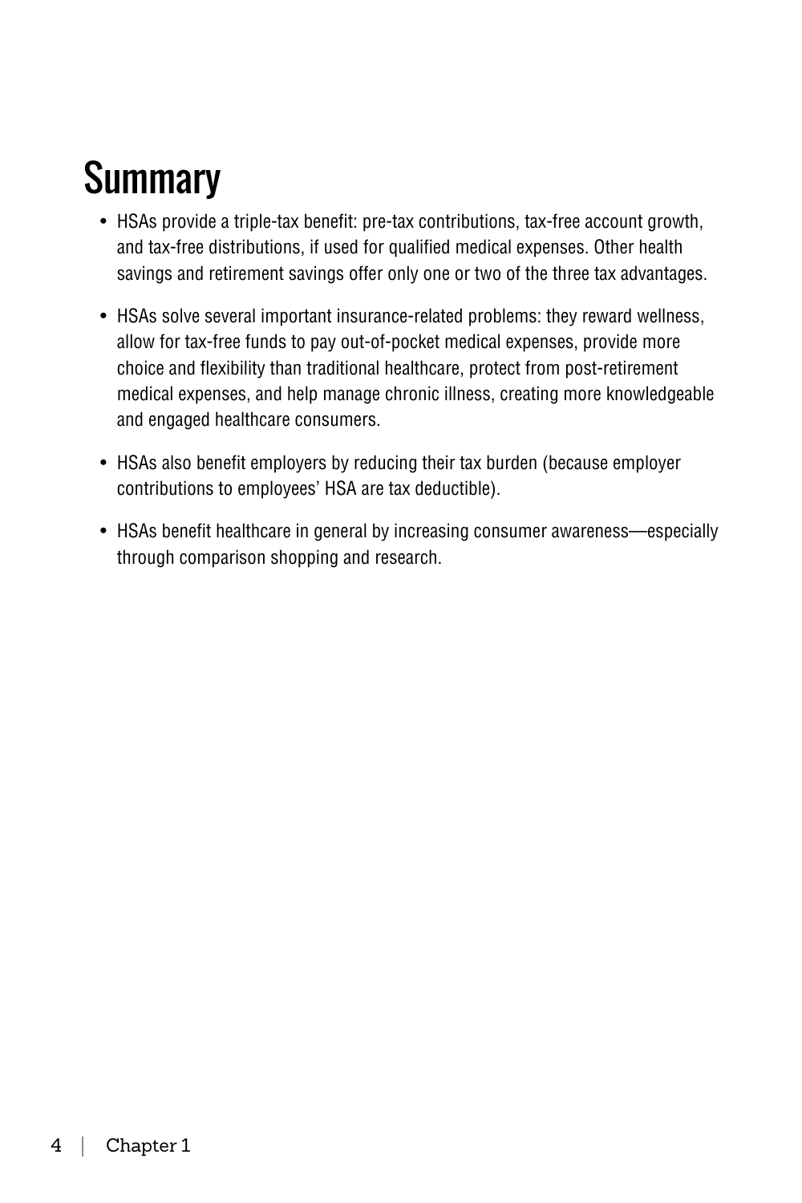# Summary

- HSAs provide a triple-tax benefit: pre-tax contributions, tax-free account growth, and tax-free distributions, if used for qualified medical expenses. Other health savings and retirement savings offer only one or two of the three tax advantages.
- HSAs solve several important insurance-related problems: they reward wellness, allow for tax-free funds to pay out-of-pocket medical expenses, provide more choice and flexibility than traditional healthcare, protect from post-retirement medical expenses, and help manage chronic illness, creating more knowledgeable and engaged healthcare consumers.
- HSAs also benefit employers by reducing their tax burden (because employer contributions to employees' HSA are tax deductible).
- HSAs benefit healthcare in general by increasing consumer awareness—especially through comparison shopping and research.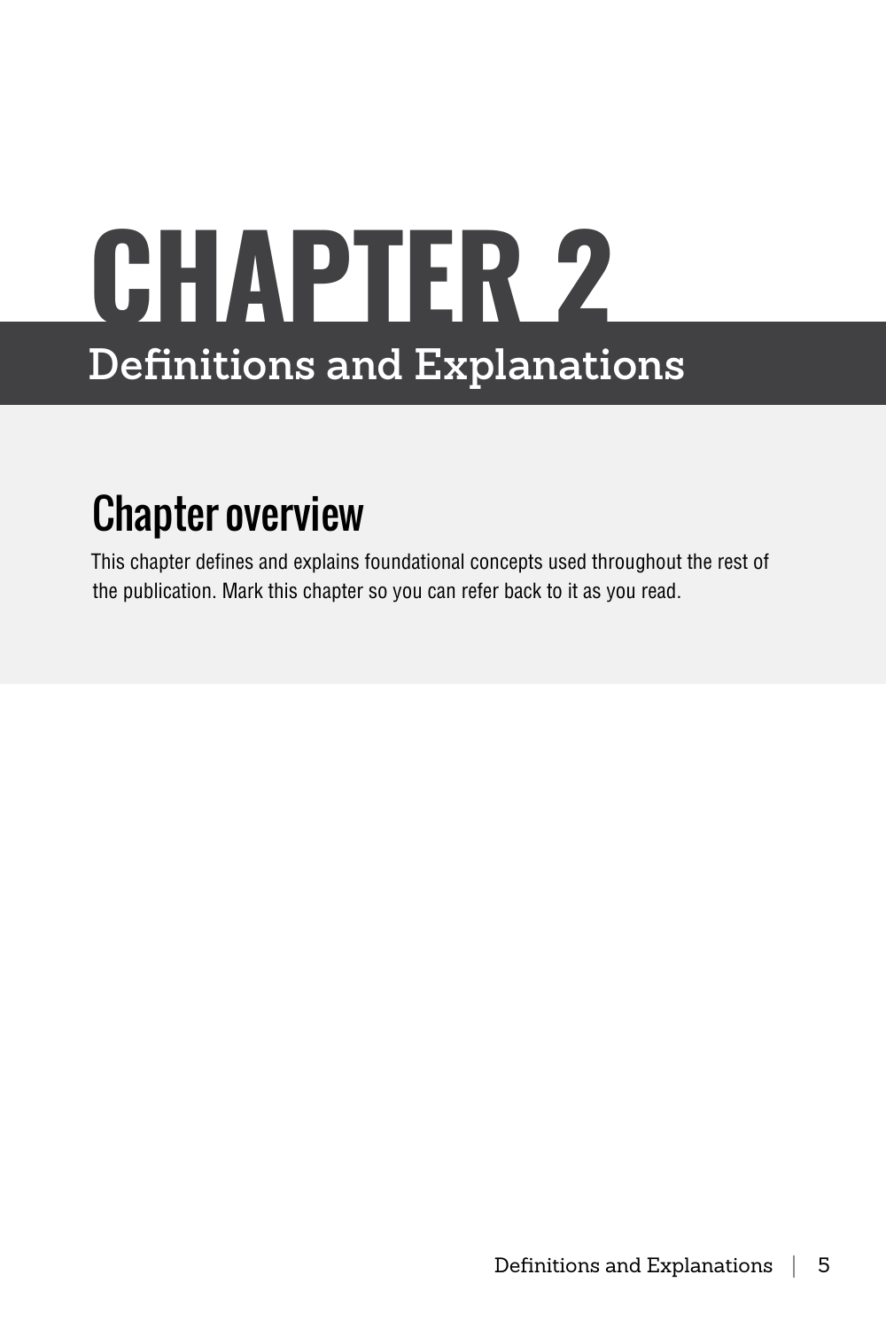# CHAPTER 2

## Definitions and Explanations

### Chapter overview

This chapter defines and explains foundational concepts used throughout the rest of the publication. Mark this chapter so you can refer back to it as you read.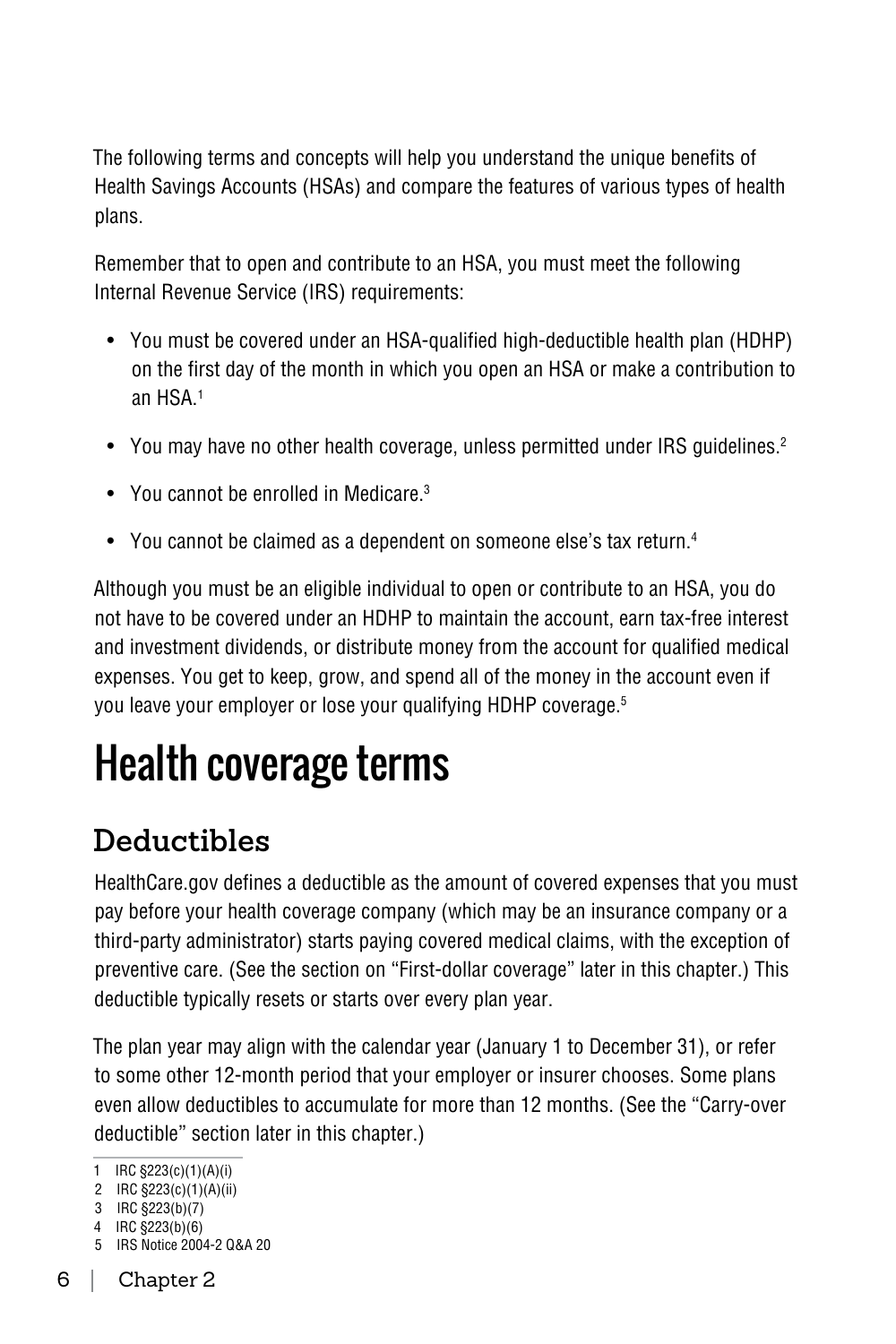The following terms and concepts will help you understand the unique benefits of Health Savings Accounts (HSAs) and compare the features of various types of health plans.

Remember that to open and contribute to an HSA, you must meet the following Internal Revenue Service (IRS) requirements:

- You must be covered under an HSA-qualified high-deductible health plan (HDHP) on the first day of the month in which you open an HSA or make a contribution to an HSA.[1]
- You may have no other health coverage, unless permitted under IRS guidelines.[2]
- You cannot be enrolled in Medicare.[3]
- You cannot be claimed as a dependent on someone else's tax return.[4]

Although you must be an eligible individual to open or contribute to an HSA, you do not have to be covered under an HDHP to maintain the account, earn tax-free interest and investment dividends, or distribute money from the account for qualified medical expenses. You get to keep, grow, and spend all of the money in the account even if you leave your employer or lose your qualifying HDHP coverage.[5]

# Health coverage terms

## Deductibles

HealthCare.gov defines a deductible as the amount of covered expenses that you must pay before your health coverage company (which may be an insurance company or a third-party administrator) starts paying covered medical claims, with the exception of preventive care. (See the section on "First-dollar coverage" later in this chapter.) This deductible typically resets or starts over every plan year.

The plan year may align with the calendar year (January 1 to December 31), or refer to some other 12-month period that your employer or insurer chooses. Some plans even allow deductibles to accumulate for more than 12 months. (See the "Carry-over deductible" section later in this chapter.)

1 IRC §223(c)(1)(A)(i)
2 IRC §223(c)(1)(A)(ii)
3 IRC §223(b)(7)
4 IRC §223(b)(6)
5 IRS Notice 2004-2 Q&A 20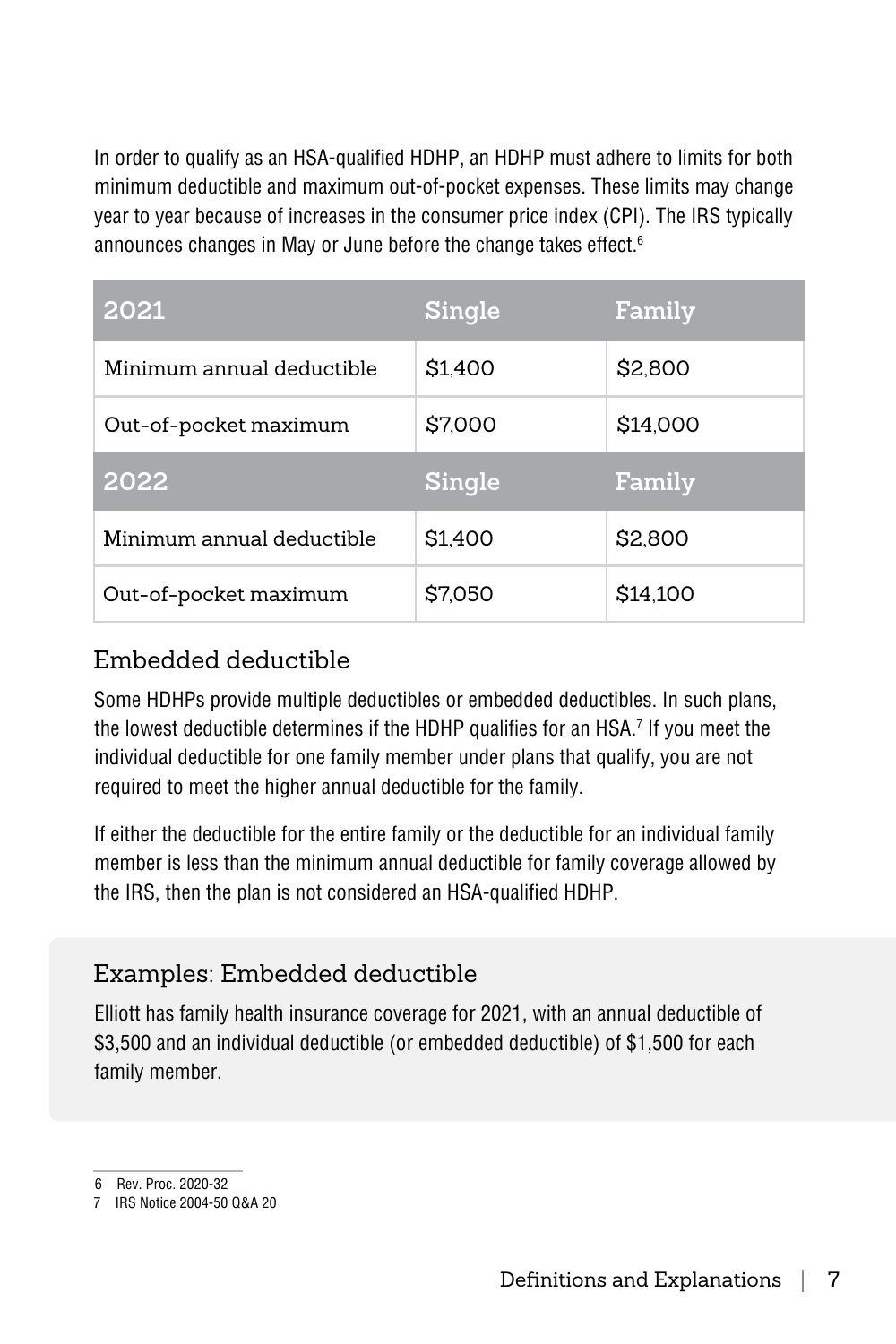In order to qualify as an HSA-qualified HDHP, an HDHP must adhere to limits for both minimum deductible and maximum out-of-pocket expenses. These limits may change year to year because of increases in the consumer price index (CPI). The IRS typically announces changes in May or June before the change takes effect.[6]

| 2021 | Single | Family |
|---|---|---|
| Minimum annual deductible | $1,400 | $2,800 |
| Out-of-pocket maximum | $7,000 | $14,000 |
| **2022** | **Single** | **Family** |
| Minimum annual deductible | $1,400 | $2,800 |
| Out-of-pocket maximum | $7,050 | $14,100 |

## Embedded deductible

Some HDHPs provide multiple deductibles or embedded deductibles. In such plans, the lowest deductible determines if the HDHP qualifies for an HSA.[7] If you meet the individual deductible for one family member under plans that qualify, you are not required to meet the higher annual deductible for the family.

If either the deductible for the entire family or the deductible for an individual family member is less than the minimum annual deductible for family coverage allowed by the IRS, then the plan is not considered an HSA-qualified HDHP.

### Examples: Embedded deductible

Elliott has family health insurance coverage for 2021, with an annual deductible of $3,500 and an individual deductible (or embedded deductible) of $1,500 for each family member.

---

6 Rev. Proc. 2020-32

7 IRS Notice 2004-50 Q&A 20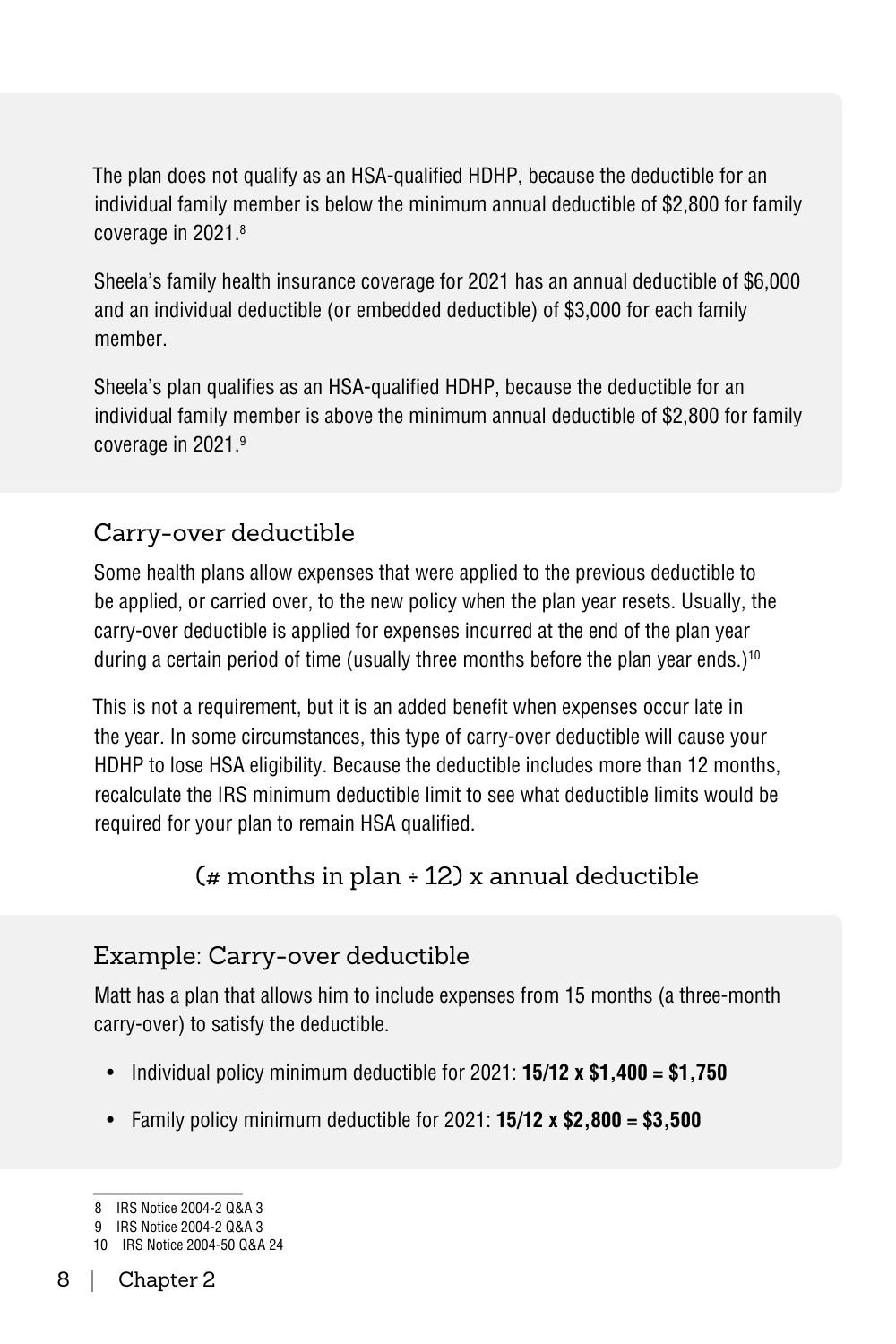The plan does not qualify as an HSA-qualified HDHP, because the deductible for an individual family member is below the minimum annual deductible of $2,800 for family coverage in 2021.[8]

Sheela's family health insurance coverage for 2021 has an annual deductible of $6,000 and an individual deductible (or embedded deductible) of $3,000 for each family member.

Sheela's plan qualifies as an HSA-qualified HDHP, because the deductible for an individual family member is above the minimum annual deductible of $2,800 for family coverage in 2021.[9]

## Carry-over deductible

Some health plans allow expenses that were applied to the previous deductible to be applied, or carried over, to the new policy when the plan year resets. Usually, the carry-over deductible is applied for expenses incurred at the end of the plan year during a certain period of time (usually three months before the plan year ends.)[10]

This is not a requirement, but it is an added benefit when expenses occur late in the year. In some circumstances, this type of carry-over deductible will cause your HDHP to lose HSA eligibility. Because the deductible includes more than 12 months, recalculate the IRS minimum deductible limit to see what deductible limits would be required for your plan to remain HSA qualified.

$$(\text{\# months in plan} \div 12) \times \text{annual deductible}$$

## Example: Carry-over deductible

Matt has a plan that allows him to include expenses from 15 months (a three-month carry-over) to satisfy the deductible.

- Individual policy minimum deductible for 2021: **15/12 x $1,400 = $1,750**
- Family policy minimum deductible for 2021: **15/12 x $2,800 = $3,500**

---

8 IRS Notice 2004-2 Q&A 3

9 IRS Notice 2004-2 Q&A 3

10 IRS Notice 2004-50 Q&A 24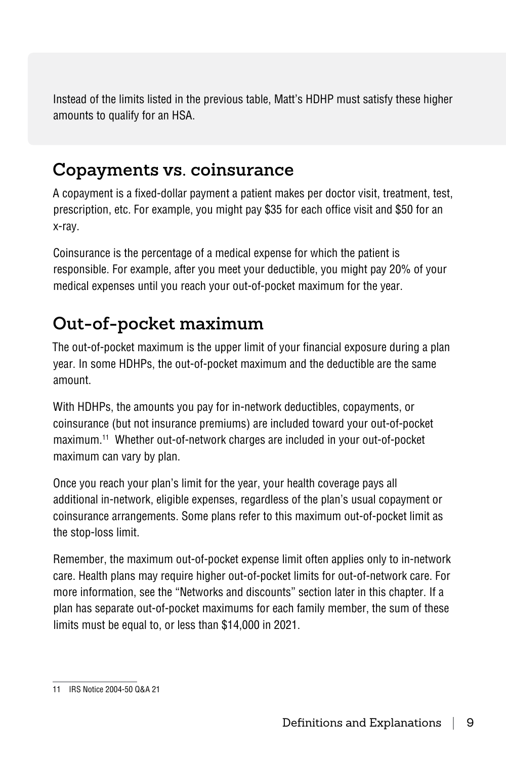Instead of the limits listed in the previous table, Matt's HDHP must satisfy these higher amounts to qualify for an HSA.

## Copayments vs. coinsurance

A copayment is a fixed-dollar payment a patient makes per doctor visit, treatment, test, prescription, etc. For example, you might pay $35 for each office visit and $50 for an x-ray.

Coinsurance is the percentage of a medical expense for which the patient is responsible. For example, after you meet your deductible, you might pay 20% of your medical expenses until you reach your out-of-pocket maximum for the year.

## Out-of-pocket maximum

The out-of-pocket maximum is the upper limit of your financial exposure during a plan year. In some HDHPs, the out-of-pocket maximum and the deductible are the same amount.

With HDHPs, the amounts you pay for in-network deductibles, copayments, or coinsurance (but not insurance premiums) are included toward your out-of-pocket maximum.[11] Whether out-of-network charges are included in your out-of-pocket maximum can vary by plan.

Once you reach your plan's limit for the year, your health coverage pays all additional in-network, eligible expenses, regardless of the plan's usual copayment or coinsurance arrangements. Some plans refer to this maximum out-of-pocket limit as the stop-loss limit.

Remember, the maximum out-of-pocket expense limit often applies only to in-network care. Health plans may require higher out-of-pocket limits for out-of-network care. For more information, see the "Networks and discounts" section later in this chapter. If a plan has separate out-of-pocket maximums for each family member, the sum of these limits must be equal to, or less than $14,000 in 2021.

---

11 IRS Notice 2004-50 Q&A 21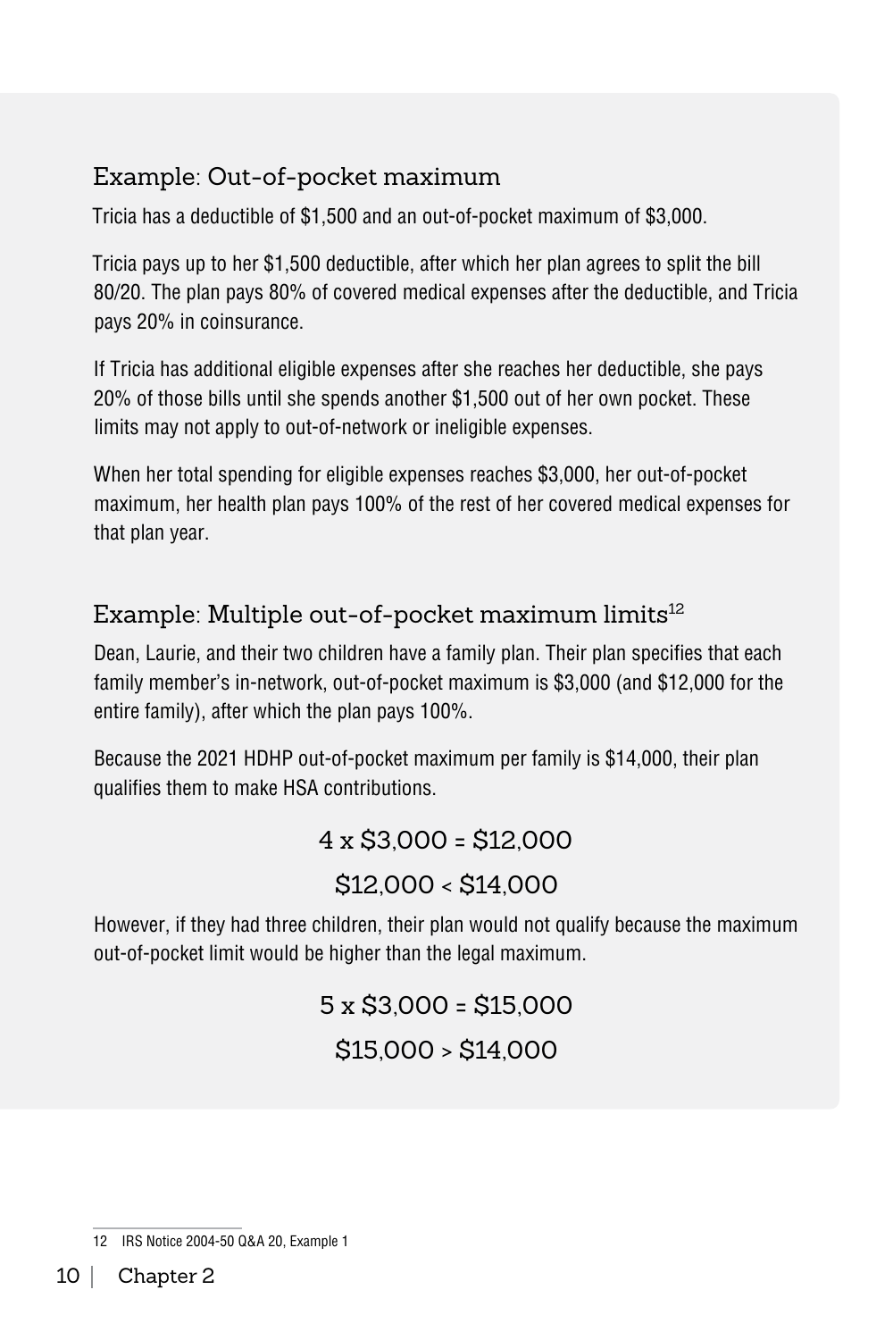### Example: Out-of-pocket maximum

Tricia has a deductible of $1,500 and an out-of-pocket maximum of $3,000.

Tricia pays up to her $1,500 deductible, after which her plan agrees to split the bill 80/20. The plan pays 80% of covered medical expenses after the deductible, and Tricia pays 20% in coinsurance.

If Tricia has additional eligible expenses after she reaches her deductible, she pays 20% of those bills until she spends another $1,500 out of her own pocket. These limits may not apply to out-of-network or ineligible expenses.

When her total spending for eligible expenses reaches $3,000, her out-of-pocket maximum, her health plan pays 100% of the rest of her covered medical expenses for that plan year.

### Example: Multiple out-of-pocket maximum limits[12]

Dean, Laurie, and their two children have a family plan. Their plan specifies that each family member's in-network, out-of-pocket maximum is $3,000 (and $12,000 for the entire family), after which the plan pays 100%.

Because the 2021 HDHP out-of-pocket maximum per family is $14,000, their plan qualifies them to make HSA contributions.

$$4 \times \$3{,}000 = \$12{,}000$$

$$\$12{,}000 < \$14{,}000$$

However, if they had three children, their plan would not qualify because the maximum out-of-pocket limit would be higher than the legal maximum.

$$5 \times \$3{,}000 = \$15{,}000$$

$$\$15{,}000 > \$14{,}000$$

---

12 IRS Notice 2004-50 Q&A 20, Example 1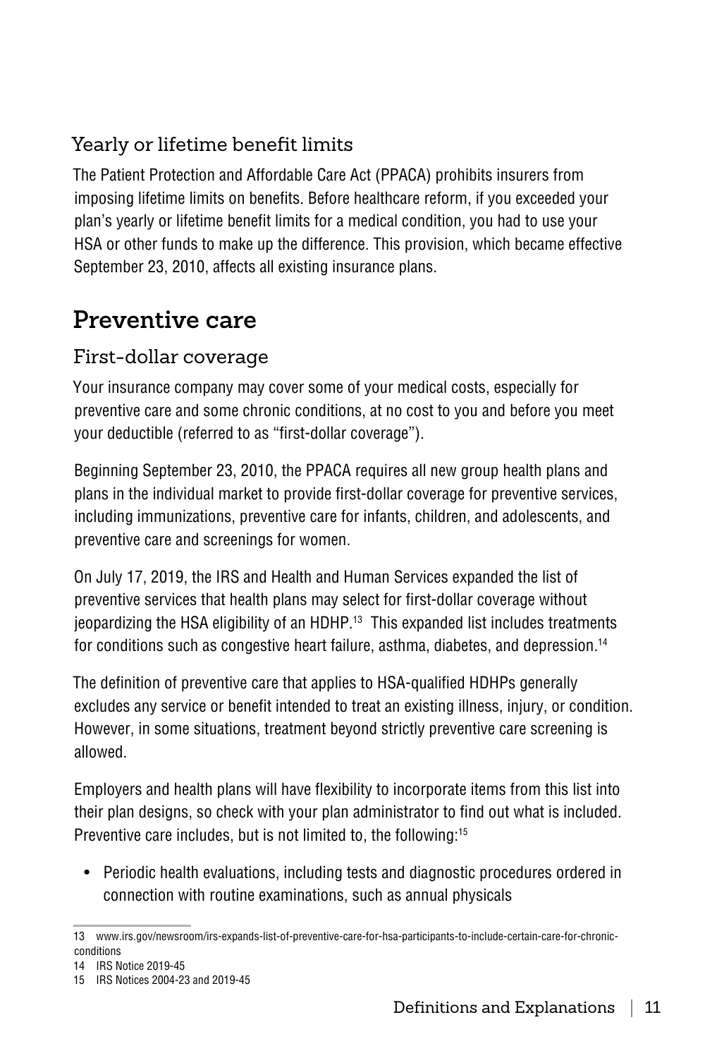### Yearly or lifetime benefit limits

The Patient Protection and Affordable Care Act (PPACA) prohibits insurers from imposing lifetime limits on benefits. Before healthcare reform, if you exceeded your plan's yearly or lifetime benefit limits for a medical condition, you had to use your HSA or other funds to make up the difference. This provision, which became effective September 23, 2010, affects all existing insurance plans.

## Preventive care

### First-dollar coverage

Your insurance company may cover some of your medical costs, especially for preventive care and some chronic conditions, at no cost to you and before you meet your deductible (referred to as "first-dollar coverage").

Beginning September 23, 2010, the PPACA requires all new group health plans and plans in the individual market to provide first-dollar coverage for preventive services, including immunizations, preventive care for infants, children, and adolescents, and preventive care and screenings for women.

On July 17, 2019, the IRS and Health and Human Services expanded the list of preventive services that health plans may select for first-dollar coverage without jeopardizing the HSA eligibility of an HDHP.[13] This expanded list includes treatments for conditions such as congestive heart failure, asthma, diabetes, and depression.[14]

The definition of preventive care that applies to HSA-qualified HDHPs generally excludes any service or benefit intended to treat an existing illness, injury, or condition. However, in some situations, treatment beyond strictly preventive care screening is allowed.

Employers and health plans will have flexibility to incorporate items from this list into their plan designs, so check with your plan administrator to find out what is included. Preventive care includes, but is not limited to, the following:[15]

- Periodic health evaluations, including tests and diagnostic procedures ordered in connection with routine examinations, such as annual physicals

13 www.irs.gov/newsroom/irs-expands-list-of-preventive-care-for-hsa-participants-to-include-certain-care-for-chronic-conditions

14 IRS Notice 2019-45

15 IRS Notices 2004-23 and 2019-45